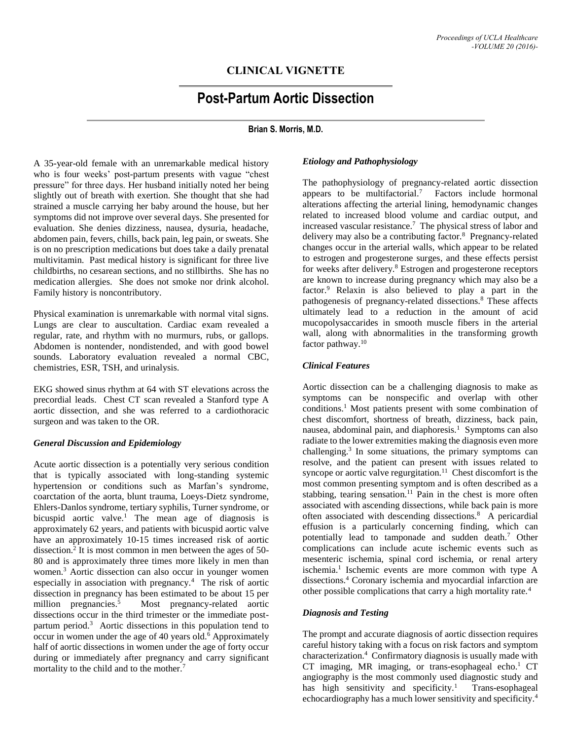## CLINICAL VIGNETTE

# Post-Partum Aortic Dissection

**Brian S. Morris, M.D.**

A 35-year-old female with an unremarkable medical history who is four weeks' post-partum presents with vague "chest pressure" for three days. Her husband initially noted her being slightly out of breath with exertion. She thought that she had strained a muscle carrying her baby around the house, but her symptoms did not improve over several days. She presented for evaluation. She denies dizziness, nausea, dysuria, headache, abdomen pain, fevers, chills, back pain, leg pain, or sweats. She is on no prescription medications but does take a daily prenatal multivitamin. Past medical history is significant for three live childbirths, no cesarean sections, and no stillbirths. She has no medication allergies. She does not smoke nor drink alcohol. Family history is noncontributory.

Physical examination is unremarkable with normal vital signs. Lungs are clear to auscultation. Cardiac exam revealed a regular, rate, and rhythm with no murmurs, rubs, or gallops. Abdomen is nontender, nondistended, and with good bowel sounds. Laboratory evaluation revealed a normal CBC, chemistries, ESR, TSH, and urinalysis.

EKG showed sinus rhythm at 64 with ST elevations across the precordial leads. Chest CT scan revealed a Stanford type A aortic dissection, and she was referred to a cardiothoracic surgeon and was taken to the OR.

### *General Discussion and Epidemiology*

Acute aortic dissection is a potentially very serious condition that is typically associated with long-standing systemic hypertension or conditions such as Marfan's syndrome, coarctation of the aorta, blunt trauma, Loeys-Dietz syndrome, Ehlers-Danlos syndrome, tertiary syphilis, Turner syndrome, or bicuspid aortic valve.[1] The mean age of diagnosis is approximately 62 years, and patients with bicuspid aortic valve have an approximately 10-15 times increased risk of aortic dissection.[2] It is most common in men between the ages of 50-80 and is approximately three times more likely in men than women.[3] Aortic dissection can also occur in younger women especially in association with pregnancy.[4] The risk of aortic dissection in pregnancy has been estimated to be about 15 per million pregnancies.[5] Most pregnancy-related aortic dissections occur in the third trimester or the immediate post-partum period.[3] Aortic dissections in this population tend to occur in women under the age of 40 years old.[6] Approximately half of aortic dissections in women under the age of forty occur during or immediately after pregnancy and carry significant mortality to the child and to the mother.[7]

### *Etiology and Pathophysiology*

The pathophysiology of pregnancy-related aortic dissection appears to be multifactorial.[7] Factors include hormonal alterations affecting the arterial lining, hemodynamic changes related to increased blood volume and cardiac output, and increased vascular resistance.[7] The physical stress of labor and delivery may also be a contributing factor.[8] Pregnancy-related changes occur in the arterial walls, which appear to be related to estrogen and progesterone surges, and these effects persist for weeks after delivery.[8] Estrogen and progesterone receptors are known to increase during pregnancy which may also be a factor.[9] Relaxin is also believed to play a part in the pathogenesis of pregnancy-related dissections.[8] These affects ultimately lead to a reduction in the amount of acid mucopolysaccarides in smooth muscle fibers in the arterial wall, along with abnormalities in the transforming growth factor pathway.[10]

### *Clinical Features*

Aortic dissection can be a challenging diagnosis to make as symptoms can be nonspecific and overlap with other conditions.[1] Most patients present with some combination of chest discomfort, shortness of breath, dizziness, back pain, nausea, abdominal pain, and diaphoresis.[1] Symptoms can also radiate to the lower extremities making the diagnosis even more challenging.[3] In some situations, the primary symptoms can resolve, and the patient can present with issues related to syncope or aortic valve regurgitation.[11] Chest discomfort is the most common presenting symptom and is often described as a stabbing, tearing sensation.[11] Pain in the chest is more often associated with ascending dissections, while back pain is more often associated with descending dissections.[8] A pericardial effusion is a particularly concerning finding, which can potentially lead to tamponade and sudden death.[7] Other complications can include acute ischemic events such as mesenteric ischemia, spinal cord ischemia, or renal artery ischemia.[1] Ischemic events are more common with type A dissections.[4] Coronary ischemia and myocardial infarction are other possible complications that carry a high mortality rate.[4]

### *Diagnosis and Testing*

The prompt and accurate diagnosis of aortic dissection requires careful history taking with a focus on risk factors and symptom characterization.[4] Confirmatory diagnosis is usually made with CT imaging, MR imaging, or trans-esophageal echo.[1] CT angiography is the most commonly used diagnostic study and has high sensitivity and specificity.[1] Trans-esophageal echocardiography has a much lower sensitivity and specificity.[4]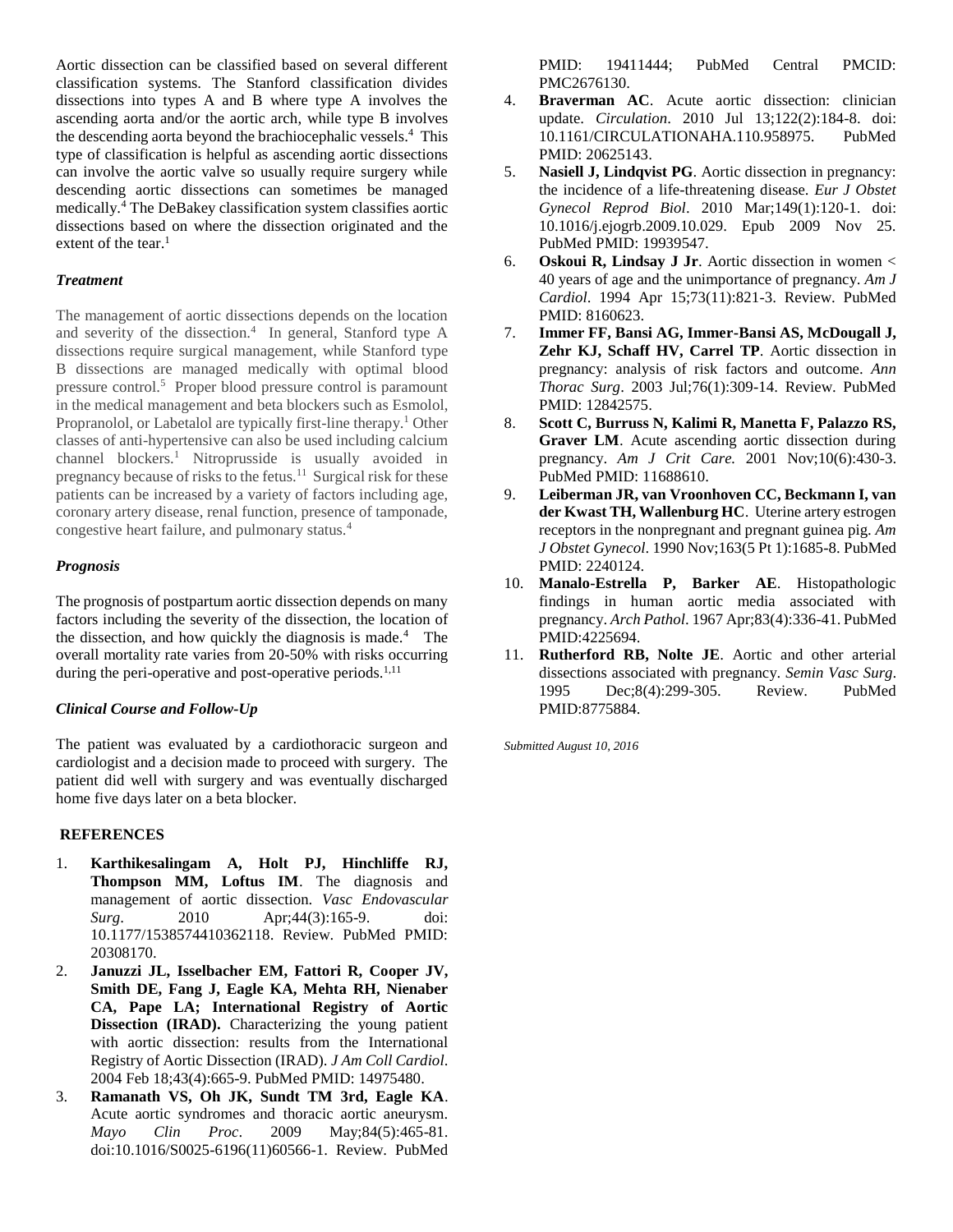Aortic dissection can be classified based on several different classification systems. The Stanford classification divides dissections into types A and B where type A involves the ascending aorta and/or the aortic arch, while type B involves the descending aorta beyond the brachiocephalic vessels.[4] This type of classification is helpful as ascending aortic dissections can involve the aortic valve so usually require surgery while descending aortic dissections can sometimes be managed medically.[4] The DeBakey classification system classifies aortic dissections based on where the dissection originated and the extent of the tear.[1]

### *Treatment*

The management of aortic dissections depends on the location and severity of the dissection.[4] In general, Stanford type A dissections require surgical management, while Stanford type B dissections are managed medically with optimal blood pressure control.[5] Proper blood pressure control is paramount in the medical management and beta blockers such as Esmolol, Propranolol, or Labetalol are typically first-line therapy.[1] Other classes of anti-hypertensive can also be used including calcium channel blockers.[1] Nitroprusside is usually avoided in pregnancy because of risks to the fetus.[11] Surgical risk for these patients can be increased by a variety of factors including age, coronary artery disease, renal function, presence of tamponade, congestive heart failure, and pulmonary status.[4]

### *Prognosis*

The prognosis of postpartum aortic dissection depends on many factors including the severity of the dissection, the location of the dissection, and how quickly the diagnosis is made.[4] The overall mortality rate varies from 20-50% with risks occurring during the peri-operative and post-operative periods.[1,11]

### *Clinical Course and Follow-Up*

The patient was evaluated by a cardiothoracic surgeon and cardiologist and a decision made to proceed with surgery. The patient did well with surgery and was eventually discharged home five days later on a beta blocker.

## REFERENCES

1. **Karthikesalingam A, Holt PJ, Hinchliffe RJ, Thompson MM, Loftus IM**. The diagnosis and management of aortic dissection. *Vasc Endovascular Surg*. 2010 Apr;44(3):165-9. doi: 10.1177/1538574410362118. Review. PubMed PMID: 20308170.
2. **Januzzi JL, Isselbacher EM, Fattori R, Cooper JV, Smith DE, Fang J, Eagle KA, Mehta RH, Nienaber CA, Pape LA; International Registry of Aortic Dissection (IRAD).** Characterizing the young patient with aortic dissection: results from the International Registry of Aortic Dissection (IRAD). *J Am Coll Cardiol*. 2004 Feb 18;43(4):665-9. PubMed PMID: 14975480.
3. **Ramanath VS, Oh JK, Sundt TM 3rd, Eagle KA**. Acute aortic syndromes and thoracic aortic aneurysm. *Mayo Clin Proc*. 2009 May;84(5):465-81. doi:10.1016/S0025-6196(11)60566-1. Review. PubMed PMID: 19411444; PubMed Central PMCID: PMC2676130.
4. **Braverman AC**. Acute aortic dissection: clinician update. *Circulation*. 2010 Jul 13;122(2):184-8. doi: 10.1161/CIRCULATIONAHA.110.958975. PubMed PMID: 20625143.
5. **Nasiell J, Lindqvist PG**. Aortic dissection in pregnancy: the incidence of a life-threatening disease. *Eur J Obstet Gynecol Reprod Biol*. 2010 Mar;149(1):120-1. doi: 10.1016/j.ejogrb.2009.10.029. Epub 2009 Nov 25. PubMed PMID: 19939547.
6. **Oskoui R, Lindsay J Jr**. Aortic dissection in women < 40 years of age and the unimportance of pregnancy. *Am J Cardiol*. 1994 Apr 15;73(11):821-3. Review. PubMed PMID: 8160623.
7. **Immer FF, Bansi AG, Immer-Bansi AS, McDougall J, Zehr KJ, Schaff HV, Carrel TP**. Aortic dissection in pregnancy: analysis of risk factors and outcome. *Ann Thorac Surg*. 2003 Jul;76(1):309-14. Review. PubMed PMID: 12842575.
8. **Scott C, Burruss N, Kalimi R, Manetta F, Palazzo RS, Graver LM**. Acute ascending aortic dissection during pregnancy. *Am J Crit Care.* 2001 Nov;10(6):430-3. PubMed PMID: 11688610.
9. **Leiberman JR, van Vroonhoven CC, Beckmann I, van der Kwast TH, Wallenburg HC**. Uterine artery estrogen receptors in the nonpregnant and pregnant guinea pig. *Am J Obstet Gynecol*. 1990 Nov;163(5 Pt 1):1685-8. PubMed PMID: 2240124.
10. **Manalo-Estrella P, Barker AE**. Histopathologic findings in human aortic media associated with pregnancy. *Arch Pathol*. 1967 Apr;83(4):336-41. PubMed PMID:4225694.
11. **Rutherford RB, Nolte JE**. Aortic and other arterial dissections associated with pregnancy. *Semin Vasc Surg*. 1995 Dec;8(4):299-305. Review. PubMed PMID:8775884.

*Submitted August 10, 2016*